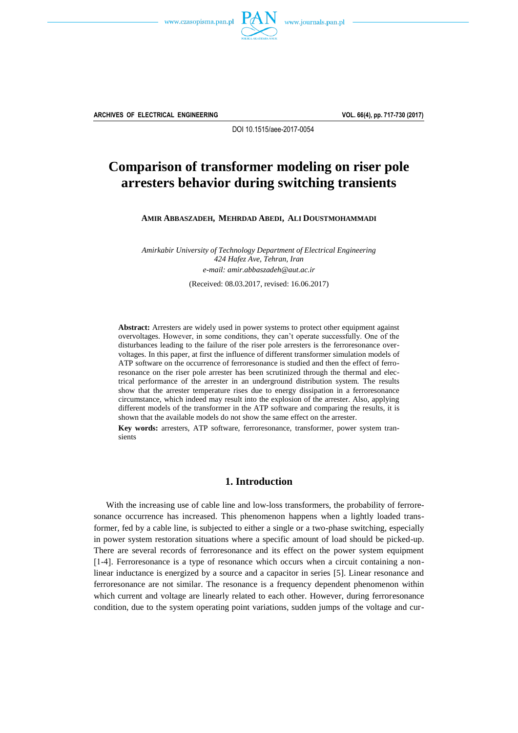# Comparison of transformer modeling on riser pole arresters behavior during switching transients

**AMIR ABBASZADEH, MEHRDAD ABEDI, ALI DOUSTMOHAMMADI**

*Amirkabir University of Technology Department of Electrical Engineering*
*424 Hafez Ave, Tehran, Iran*
*e-mail: amir.abbaszadeh@aut.ac.ir*

(Received: 08.03.2017, revised: 16.06.2017)

**Abstract:** Arresters are widely used in power systems to protect other equipment against overvoltages. However, in some conditions, they can't operate successfully. One of the disturbances leading to the failure of the riser pole arresters is the ferroresonance overvoltages. In this paper, at first the influence of different transformer simulation models of ATP software on the occurrence of ferroresonance is studied and then the effect of ferroresonance on the riser pole arrester has been scrutinized through the thermal and electrical performance of the arrester in an underground distribution system. The results show that the arrester temperature rises due to energy dissipation in a ferroresonance circumstance, which indeed may result into the explosion of the arrester. Also, applying different models of the transformer in the ATP software and comparing the results, it is shown that the available models do not show the same effect on the arrester.

**Key words:** arresters, ATP software, ferroresonance, transformer, power system transients

## 1. Introduction

With the increasing use of cable line and low-loss transformers, the probability of ferroresonance occurrence has increased. This phenomenon happens when a lightly loaded transformer, fed by a cable line, is subjected to either a single or a two-phase switching, especially in power system restoration situations where a specific amount of load should be picked-up. There are several records of ferroresonance and its effect on the power system equipment [1-4]. Ferroresonance is a type of resonance which occurs when a circuit containing a nonlinear inductance is energized by a source and a capacitor in series [5]. Linear resonance and ferroresonance are not similar. The resonance is a frequency dependent phenomenon within which current and voltage are linearly related to each other. However, during ferroresonance condition, due to the system operating point variations, sudden jumps of the voltage and cur-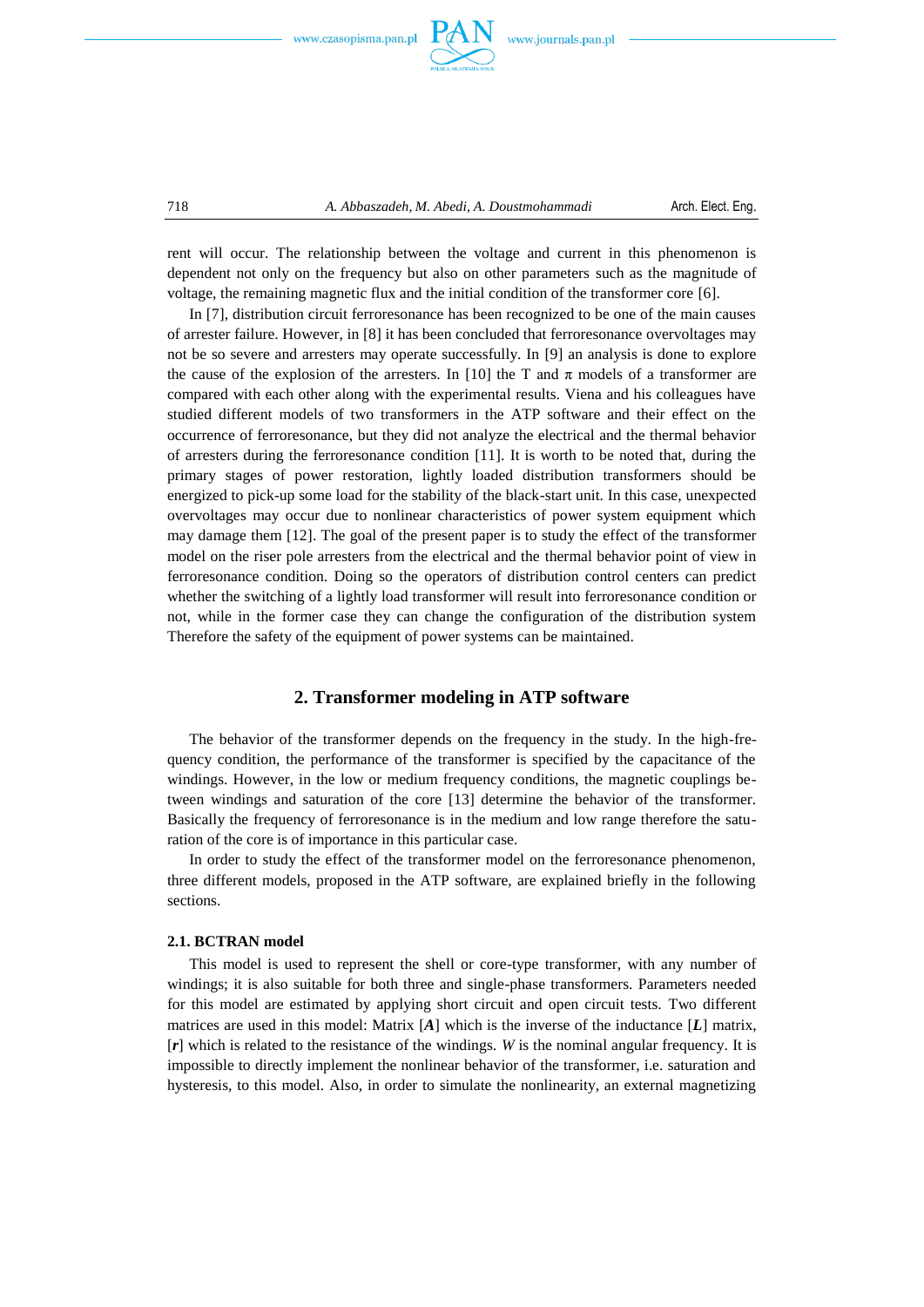rent will occur. The relationship between the voltage and current in this phenomenon is dependent not only on the frequency but also on other parameters such as the magnitude of voltage, the remaining magnetic flux and the initial condition of the transformer core [6].

In [7], distribution circuit ferroresonance has been recognized to be one of the main causes of arrester failure. However, in [8] it has been concluded that ferroresonance overvoltages may not be so severe and arresters may operate successfully. In [9] an analysis is done to explore the cause of the explosion of the arresters. In [10] the T and $\pi$ models of a transformer are compared with each other along with the experimental results. Viena and his colleagues have studied different models of two transformers in the ATP software and their effect on the occurrence of ferroresonance, but they did not analyze the electrical and the thermal behavior of arresters during the ferroresonance condition [11]. It is worth to be noted that, during the primary stages of power restoration, lightly loaded distribution transformers should be energized to pick-up some load for the stability of the black-start unit. In this case, unexpected overvoltages may occur due to nonlinear characteristics of power system equipment which may damage them [12]. The goal of the present paper is to study the effect of the transformer model on the riser pole arresters from the electrical and the thermal behavior point of view in ferroresonance condition. Doing so the operators of distribution control centers can predict whether the switching of a lightly load transformer will result into ferroresonance condition or not, while in the former case they can change the configuration of the distribution system Therefore the safety of the equipment of power systems can be maintained.

## 2. Transformer modeling in ATP software

The behavior of the transformer depends on the frequency in the study. In the high-frequency condition, the performance of the transformer is specified by the capacitance of the windings. However, in the low or medium frequency conditions, the magnetic couplings between windings and saturation of the core [13] determine the behavior of the transformer. Basically the frequency of ferroresonance is in the medium and low range therefore the saturation of the core is of importance in this particular case.

In order to study the effect of the transformer model on the ferroresonance phenomenon, three different models, proposed in the ATP software, are explained briefly in the following sections.

### 2.1. BCTRAN model

This model is used to represent the shell or core-type transformer, with any number of windings; it is also suitable for both three and single-phase transformers. Parameters needed for this model are estimated by applying short circuit and open circuit tests. Two different matrices are used in this model: Matrix [$\boldsymbol{A}$] which is the inverse of the inductance [$\boldsymbol{L}$] matrix, [$\boldsymbol{r}$] which is related to the resistance of the windings. $W$ is the nominal angular frequency. It is impossible to directly implement the nonlinear behavior of the transformer, i.e. saturation and hysteresis, to this model. Also, in order to simulate the nonlinearity, an external magnetizing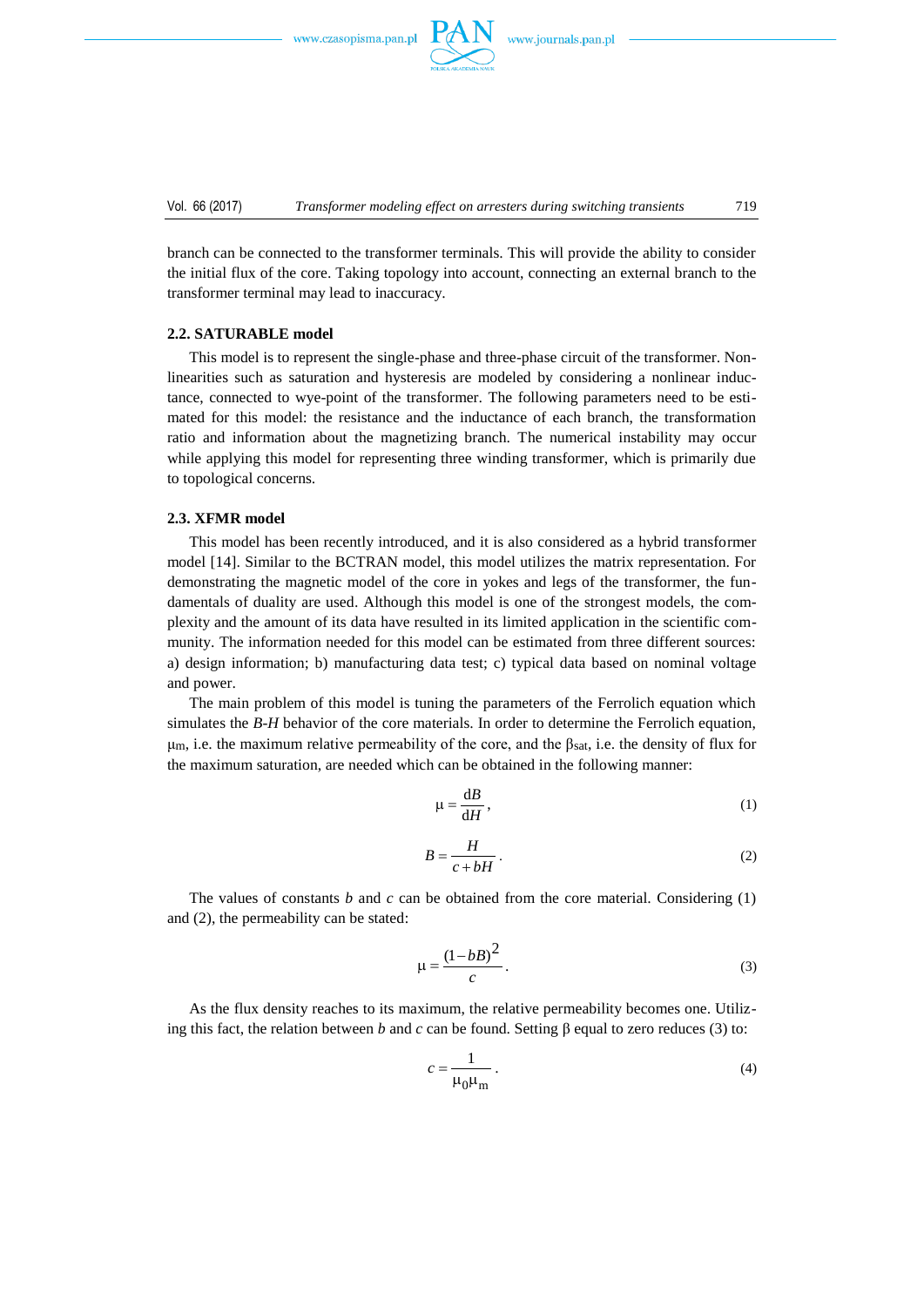branch can be connected to the transformer terminals. This will provide the ability to consider the initial flux of the core. Taking topology into account, connecting an external branch to the transformer terminal may lead to inaccuracy.

### 2.2. SATURABLE model

This model is to represent the single-phase and three-phase circuit of the transformer. Nonlinearities such as saturation and hysteresis are modeled by considering a nonlinear inductance, connected to wye-point of the transformer. The following parameters need to be estimated for this model: the resistance and the inductance of each branch, the transformation ratio and information about the magnetizing branch. The numerical instability may occur while applying this model for representing three winding transformer, which is primarily due to topological concerns.

### 2.3. XFMR model

This model has been recently introduced, and it is also considered as a hybrid transformer model [14]. Similar to the BCTRAN model, this model utilizes the matrix representation. For demonstrating the magnetic model of the core in yokes and legs of the transformer, the fundamentals of duality are used. Although this model is one of the strongest models, the complexity and the amount of its data have resulted in its limited application in the scientific community. The information needed for this model can be estimated from three different sources: a) design information; b) manufacturing data test; c) typical data based on nominal voltage and power.

The main problem of this model is tuning the parameters of the Ferrolich equation which simulates the *B*-*H* behavior of the core materials. In order to determine the Ferrolich equation, $\mu_m$, i.e. the maximum relative permeability of the core, and the $\beta_{sat}$, i.e. the density of flux for the maximum saturation, are needed which can be obtained in the following manner:

$$\mu = \frac{\mathrm{d}B}{\mathrm{d}H}, \tag{1}$$

$$B = \frac{H}{c + bH}. \tag{2}$$

The values of constants *b* and *c* can be obtained from the core material. Considering (1) and (2), the permeability can be stated:

$$\mu = \frac{(1 - bB)^2}{c}. \tag{3}$$

As the flux density reaches to its maximum, the relative permeability becomes one. Utilizing this fact, the relation between *b* and *c* can be found. Setting β equal to zero reduces (3) to:

$$c = \frac{1}{\mu_0 \mu_m}. \tag{4}$$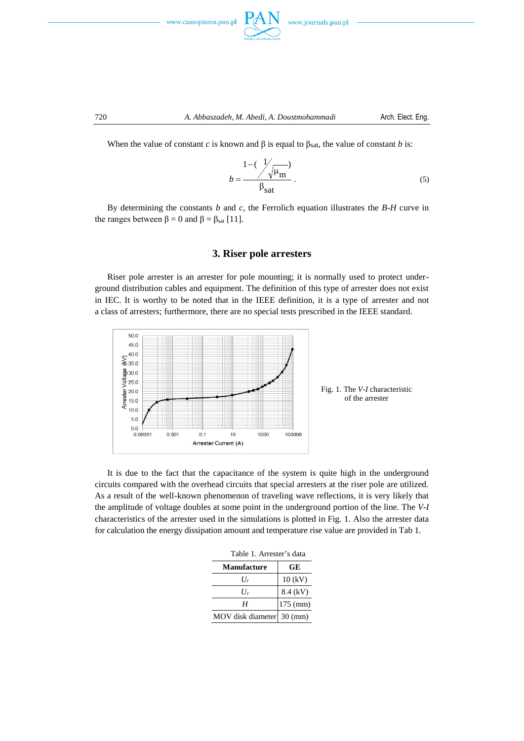When the value of constant $c$ is known and $\beta$ is equal to $\beta_{sat}$, the value of constant $b$ is:

$$b = \frac{1-\left(\frac{1}{\sqrt{\mu_m}}\right)}{\beta_{sat}}. \tag{5}$$

By determining the constants $b$ and $c$, the Ferrolich equation illustrates the *B-H* curve in the ranges between $\beta = 0$ and $\beta = \beta_{sat}$ [11].

## 3. Riser pole arresters

Riser pole arrester is an arrester for pole mounting; it is normally used to protect underground distribution cables and equipment. The definition of this type of arrester does not exist in IEC. It is worthy to be noted that in the IEEE definition, it is a type of arrester and not a class of arresters; furthermore, there are no special tests prescribed in the IEEE standard.

Fig. 1. The *V-I* characteristic of the arrester

It is due to the fact that the capacitance of the system is quite high in the underground circuits compared with the overhead circuits that special arresters at the riser pole are utilized. As a result of the well-known phenomenon of traveling wave reflections, it is very likely that the amplitude of voltage doubles at some point in the underground portion of the line. The *V-I* characteristics of the arrester used in the simulations is plotted in Fig. 1. Also the arrester data for calculation the energy dissipation amount and temperature rise value are provided in Tab 1.

Table 1. Arrester's data

| Manufacture | GE |
|---|---|
| $U_r$ | 10 (kV) |
| $U_c$ | 8.4 (kV) |
| $H$ | 175 (mm) |
| MOV disk diameter | 30 (mm) |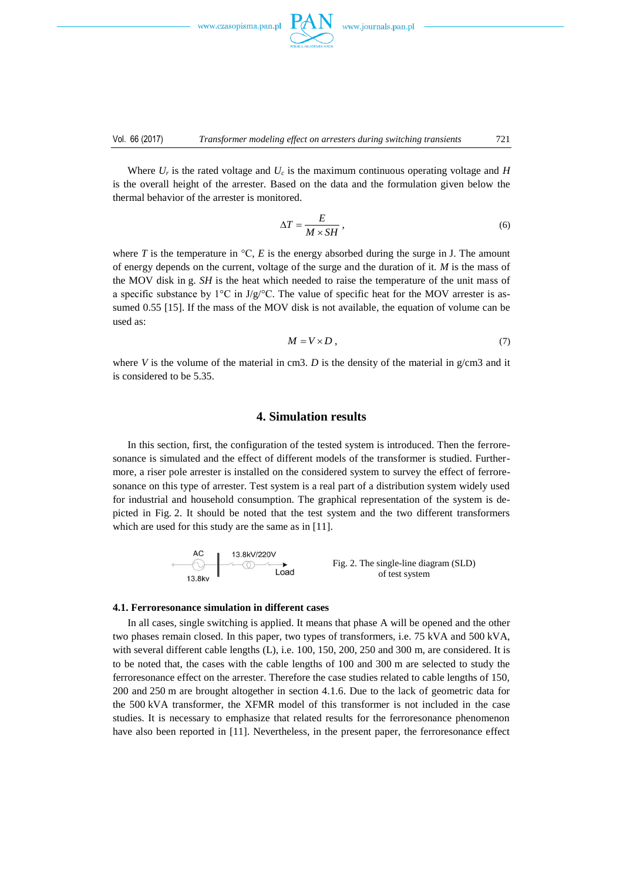Where $U_r$ is the rated voltage and $U_c$ is the maximum continuous operating voltage and $H$ is the overall height of the arrester. Based on the data and the formulation given below the thermal behavior of the arrester is monitored.

$$\Delta T = \frac{E}{M \times SH}, \tag{6}$$

where $T$ is the temperature in °C, $E$ is the energy absorbed during the surge in J. The amount of energy depends on the current, voltage of the surge and the duration of it. $M$ is the mass of the MOV disk in g. $SH$ is the heat which needed to raise the temperature of the unit mass of a specific substance by 1°C in J/g/°C. The value of specific heat for the MOV arrester is assumed 0.55 [15]. If the mass of the MOV disk is not available, the equation of volume can be used as:

$$M = V \times D, \tag{7}$$

where $V$ is the volume of the material in cm3. $D$ is the density of the material in g/cm3 and it is considered to be 5.35.

## 4. Simulation results

In this section, first, the configuration of the tested system is introduced. Then the ferroresonance is simulated and the effect of different models of the transformer is studied. Furthermore, a riser pole arrester is installed on the considered system to survey the effect of ferroresonance on this type of arrester. Test system is a real part of a distribution system widely used for industrial and household consumption. The graphical representation of the system is depicted in Fig. 2. It should be noted that the test system and the two different transformers which are used for this study are the same as in [11].

AC 13.8kv — 13.8kV/220V — Load

Fig. 2. The single-line diagram (SLD) of test system

### 4.1. Ferroresonance simulation in different cases

In all cases, single switching is applied. It means that phase A will be opened and the other two phases remain closed. In this paper, two types of transformers, i.e. 75 kVA and 500 kVA, with several different cable lengths (L), i.e. 100, 150, 200, 250 and 300 m, are considered. It is to be noted that, the cases with the cable lengths of 100 and 300 m are selected to study the ferroresonance effect on the arrester. Therefore the case studies related to cable lengths of 150, 200 and 250 m are brought altogether in section 4.1.6. Due to the lack of geometric data for the 500 kVA transformer, the XFMR model of this transformer is not included in the case studies. It is necessary to emphasize that related results for the ferroresonance phenomenon have also been reported in [11]. Nevertheless, in the present paper, the ferroresonance effect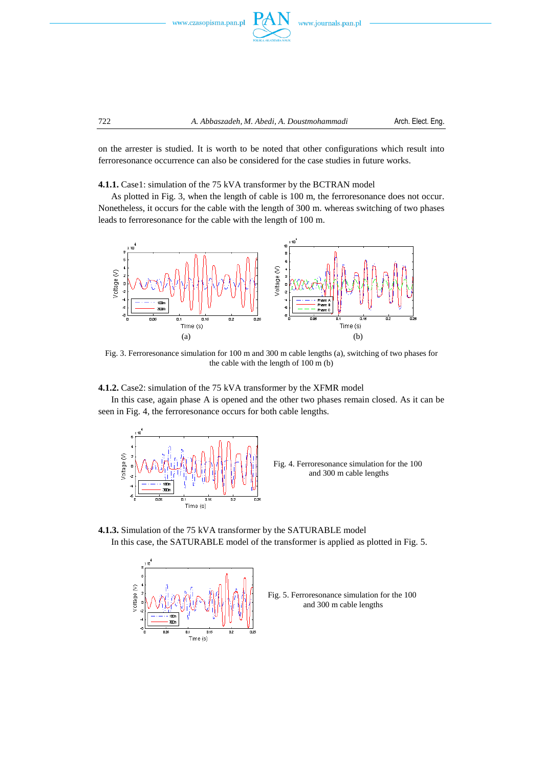on the arrester is studied. It is worth to be noted that other configurations which result into ferroresonance occurrence can also be considered for the case studies in future works.

**4.1.1.** Case1: simulation of the 75 kVA transformer by the BCTRAN model

As plotted in Fig. 3, when the length of cable is 100 m, the ferroresonance does not occur. Nonetheless, it occurs for the cable with the length of 300 m. whereas switching of two phases leads to ferroresonance for the cable with the length of 100 m.

Fig. 3. Ferroresonance simulation for 100 m and 300 m cable lengths (a), switching of two phases for the cable with the length of 100 m (b)

**4.1.2.** Case2: simulation of the 75 kVA transformer by the XFMR model

In this case, again phase A is opened and the other two phases remain closed. As it can be seen in Fig. 4, the ferroresonance occurs for both cable lengths.

Fig. 4. Ferroresonance simulation for the 100 and 300 m cable lengths

**4.1.3.** Simulation of the 75 kVA transformer by the SATURABLE model

In this case, the SATURABLE model of the transformer is applied as plotted in Fig. 5.

Fig. 5. Ferroresonance simulation for the 100 and 300 m cable lengths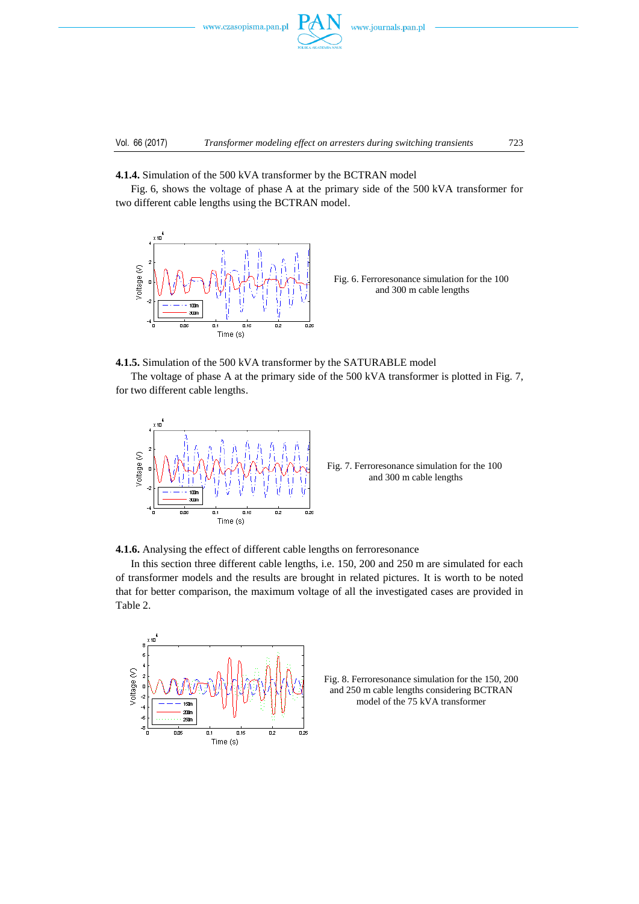**4.1.4.** Simulation of the 500 kVA transformer by the BCTRAN model

Fig. 6, shows the voltage of phase A at the primary side of the 500 kVA transformer for two different cable lengths using the BCTRAN model.

Fig. 6. Ferroresonance simulation for the 100 and 300 m cable lengths

**4.1.5.** Simulation of the 500 kVA transformer by the SATURABLE model

The voltage of phase A at the primary side of the 500 kVA transformer is plotted in Fig. 7, for two different cable lengths.

Fig. 7. Ferroresonance simulation for the 100 and 300 m cable lengths

**4.1.6.** Analysing the effect of different cable lengths on ferroresonance

In this section three different cable lengths, i.e. 150, 200 and 250 m are simulated for each of transformer models and the results are brought in related pictures. It is worth to be noted that for better comparison, the maximum voltage of all the investigated cases are provided in Table 2.

Fig. 8. Ferroresonance simulation for the 150, 200 and 250 m cable lengths considering BCTRAN model of the 75 kVA transformer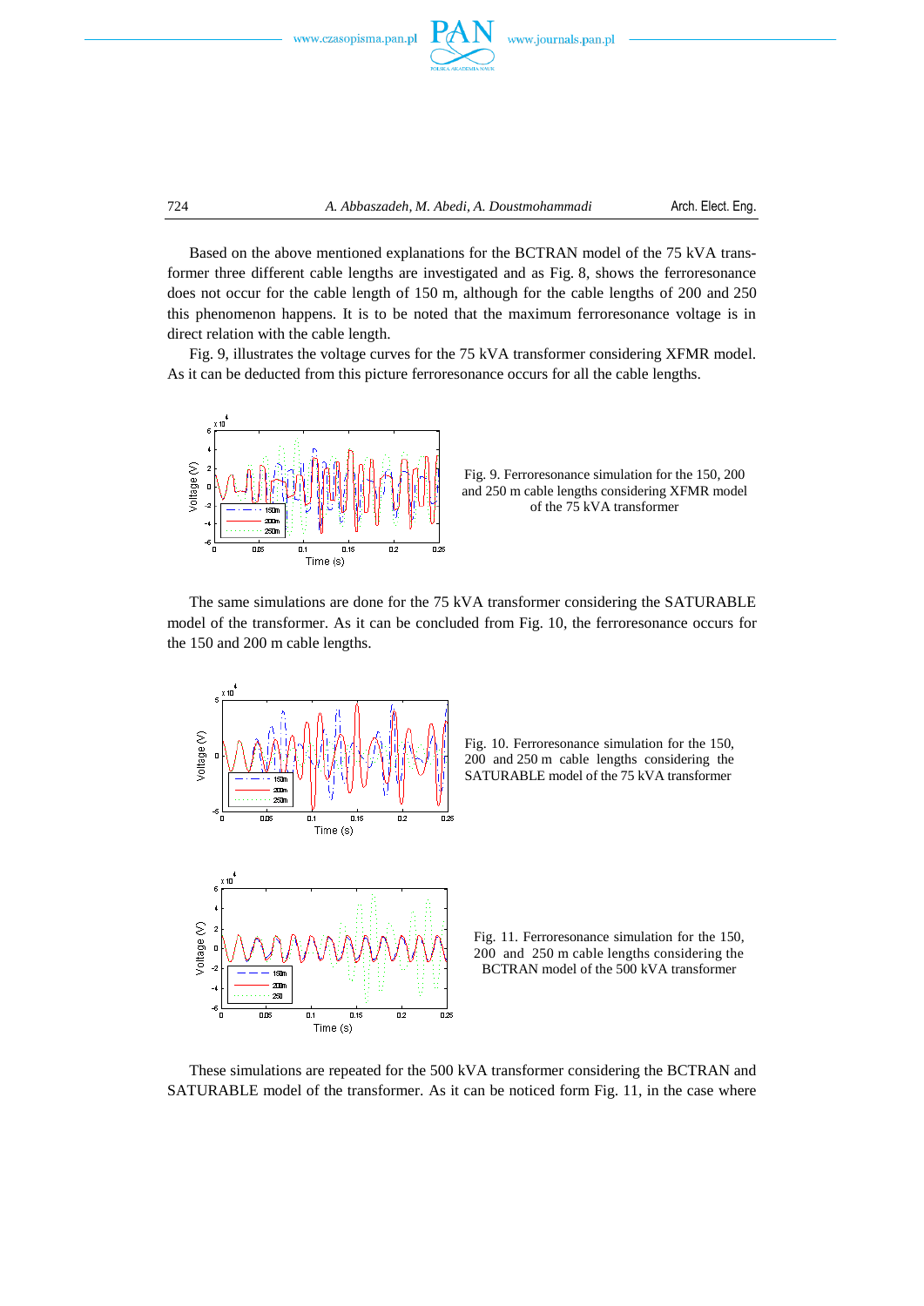Based on the above mentioned explanations for the BCTRAN model of the 75 kVA transformer three different cable lengths are investigated and as Fig. 8, shows the ferroresonance does not occur for the cable length of 150 m, although for the cable lengths of 200 and 250 this phenomenon happens. It is to be noted that the maximum ferroresonance voltage is in direct relation with the cable length.

Fig. 9, illustrates the voltage curves for the 75 kVA transformer considering XFMR model. As it can be deducted from this picture ferroresonance occurs for all the cable lengths.

Fig. 9. Ferroresonance simulation for the 150, 200 and 250 m cable lengths considering XFMR model of the 75 kVA transformer

The same simulations are done for the 75 kVA transformer considering the SATURABLE model of the transformer. As it can be concluded from Fig. 10, the ferroresonance occurs for the 150 and 200 m cable lengths.

Fig. 10. Ferroresonance simulation for the 150, 200 and 250 m cable lengths considering the SATURABLE model of the 75 kVA transformer

Fig. 11. Ferroresonance simulation for the 150, 200 and 250 m cable lengths considering the BCTRAN model of the 500 kVA transformer

These simulations are repeated for the 500 kVA transformer considering the BCTRAN and SATURABLE model of the transformer. As it can be noticed form Fig. 11, in the case where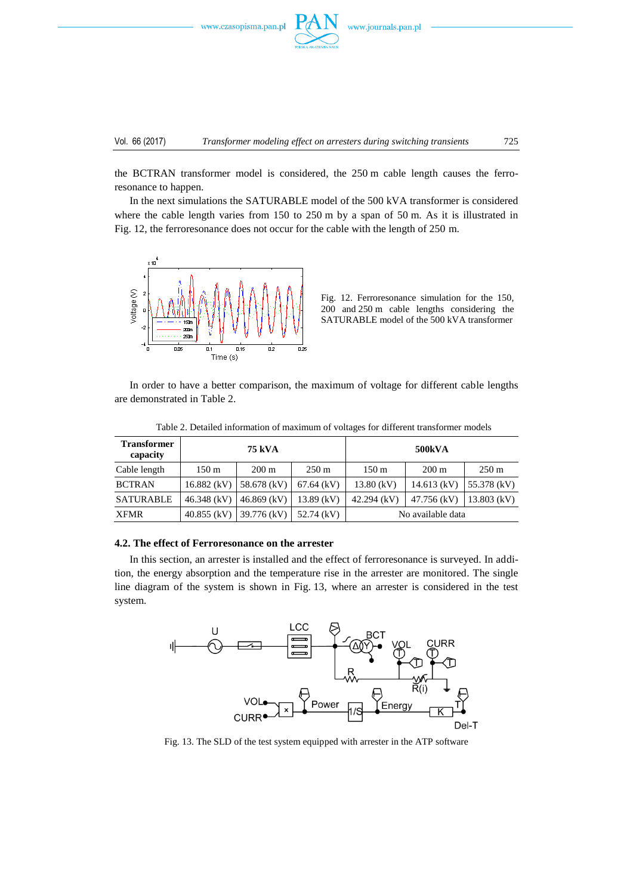the BCTRAN transformer model is considered, the 250 m cable length causes the ferroresonance to happen.

In the next simulations the SATURABLE model of the 500 kVA transformer is considered where the cable length varies from 150 to 250 m by a span of 50 m. As it is illustrated in Fig. 12, the ferroresonance does not occur for the cable with the length of 250 m.

Fig. 12. Ferroresonance simulation for the 150, 200 and 250 m cable lengths considering the SATURABLE model of the 500 kVA transformer

In order to have a better comparison, the maximum of voltage for different cable lengths are demonstrated in Table 2.

Table 2. Detailed information of maximum of voltages for different transformer models

| **Transformer capacity** | **75 kVA** | | | **500kVA** | | |
|---|---|---|---|---|---|---|
| Cable length | 150 m | 200 m | 250 m | 150 m | 200 m | 250 m |
| BCTRAN | 16.882 (kV) | 58.678 (kV) | 67.64 (kV) | 13.80 (kV) | 14.613 (kV) | 55.378 (kV) |
| SATURABLE | 46.348 (kV) | 46.869 (kV) | 13.89 (kV) | 42.294 (kV) | 47.756 (kV) | 13.803 (kV) |
| XFMR | 40.855 (kV) | 39.776 (kV) | 52.74 (kV) | No available data | | |

### 4.2. The effect of Ferroresonance on the arrester

In this section, an arrester is installed and the effect of ferroresonance is surveyed. In addition, the energy absorption and the temperature rise in the arrester are monitored. The single line diagram of the system is shown in Fig. 13, where an arrester is considered in the test system.

Fig. 13. The SLD of the test system equipped with arrester in the ATP software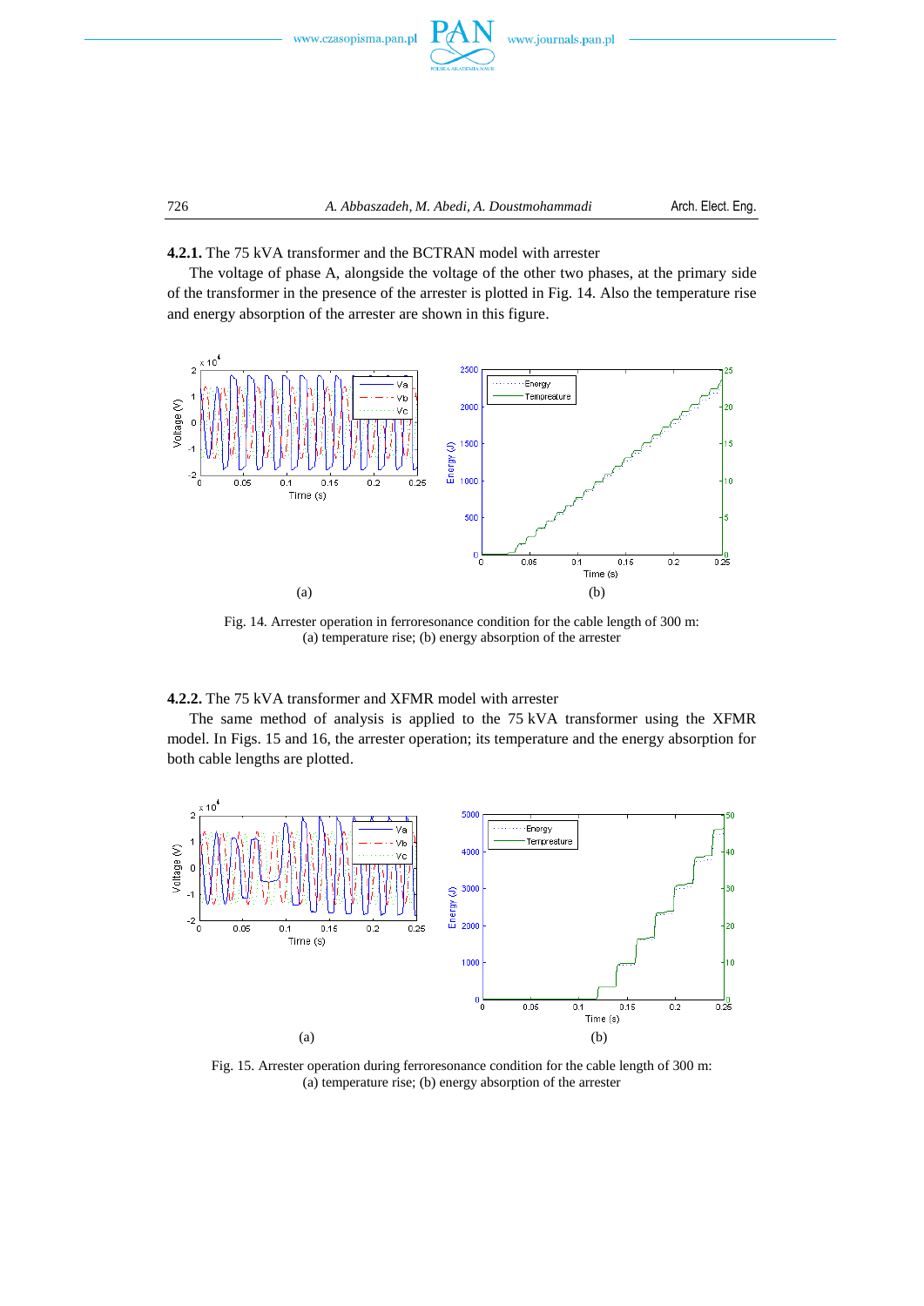**4.2.1.** The 75 kVA transformer and the BCTRAN model with arrester

The voltage of phase A, alongside the voltage of the other two phases, at the primary side of the transformer in the presence of the arrester is plotted in Fig. 14. Also the temperature rise and energy absorption of the arrester are shown in this figure.

Fig. 14. Arrester operation in ferroresonance condition for the cable length of 300 m: (a) temperature rise; (b) energy absorption of the arrester

**4.2.2.** The 75 kVA transformer and XFMR model with arrester

The same method of analysis is applied to the 75 kVA transformer using the XFMR model. In Figs. 15 and 16, the arrester operation; its temperature and the energy absorption for both cable lengths are plotted.

Fig. 15. Arrester operation during ferroresonance condition for the cable length of 300 m: (a) temperature rise; (b) energy absorption of the arrester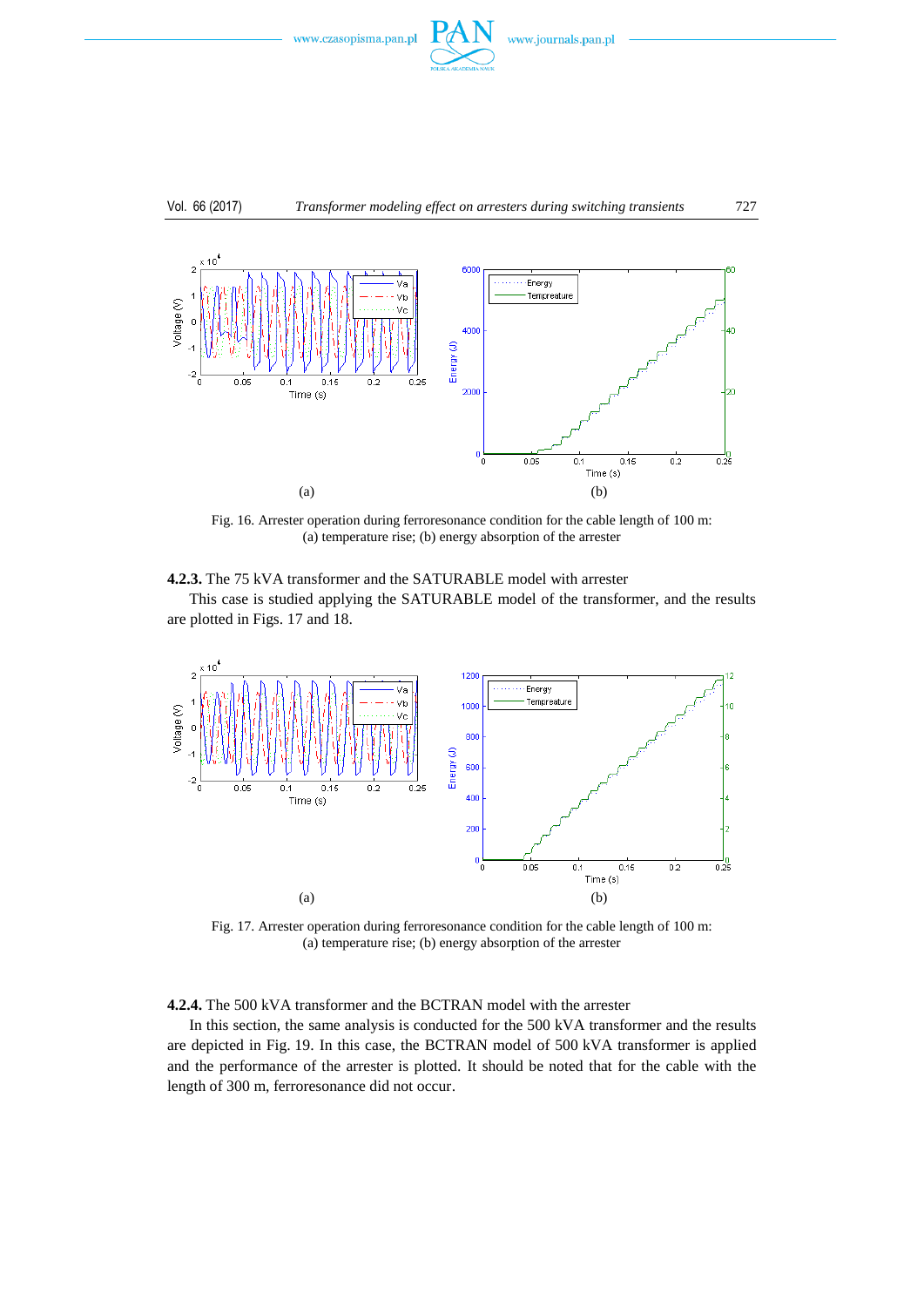(a)

(b)

Fig. 16. Arrester operation during ferroresonance condition for the cable length of 100 m: (a) temperature rise; (b) energy absorption of the arrester

**4.2.3.** The 75 kVA transformer and the SATURABLE model with arrester

This case is studied applying the SATURABLE model of the transformer, and the results are plotted in Figs. 17 and 18.

(a)

(b)

Fig. 17. Arrester operation during ferroresonance condition for the cable length of 100 m: (a) temperature rise; (b) energy absorption of the arrester

**4.2.4.** The 500 kVA transformer and the BCTRAN model with the arrester

In this section, the same analysis is conducted for the 500 kVA transformer and the results are depicted in Fig. 19. In this case, the BCTRAN model of 500 kVA transformer is applied and the performance of the arrester is plotted. It should be noted that for the cable with the length of 300 m, ferroresonance did not occur.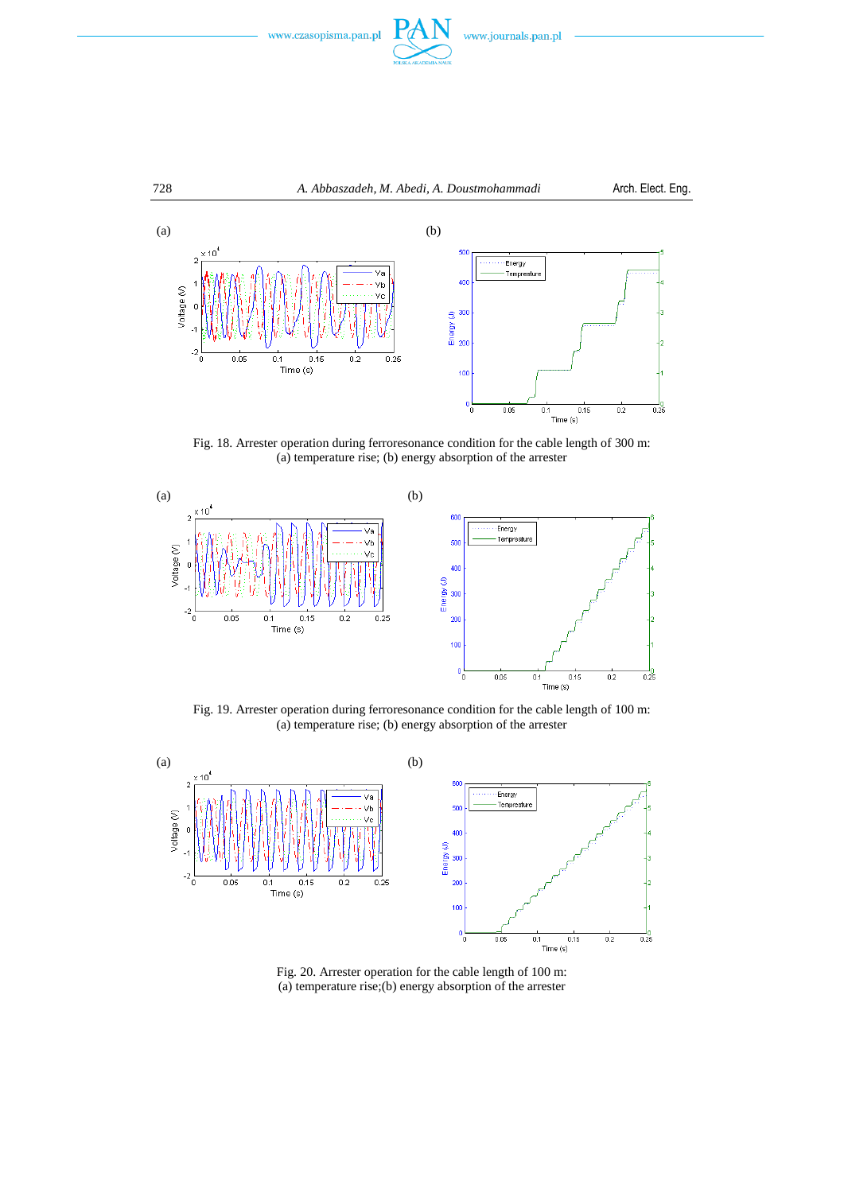Fig. 18. Arrester operation during ferroresonance condition for the cable length of 300 m: (a) temperature rise; (b) energy absorption of the arrester

Fig. 19. Arrester operation during ferroresonance condition for the cable length of 100 m: (a) temperature rise; (b) energy absorption of the arrester

Fig. 20. Arrester operation for the cable length of 100 m: (a) temperature rise;(b) energy absorption of the arrester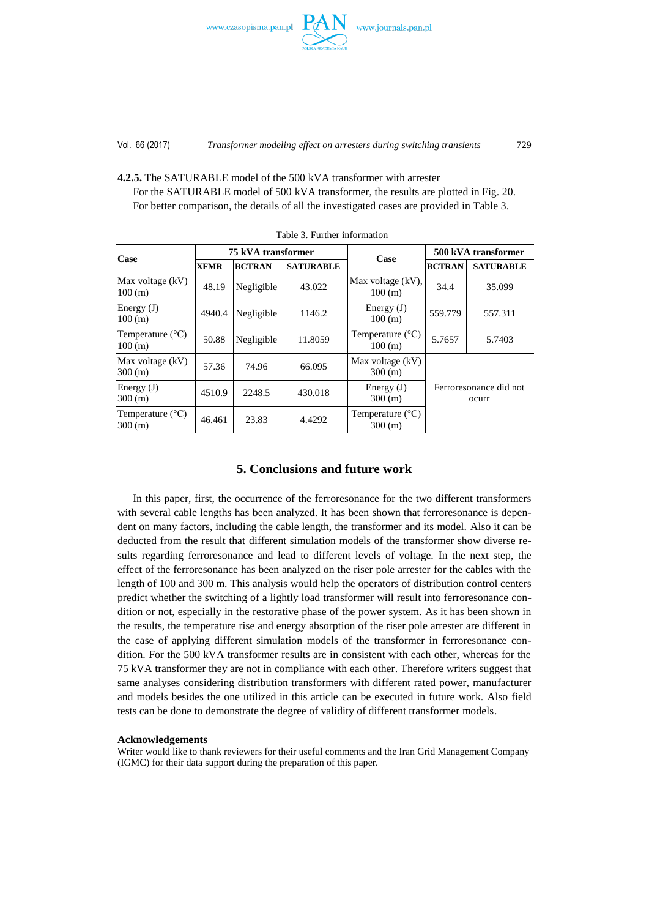**4.2.5.** The SATURABLE model of the 500 kVA transformer with arrester

For the SATURABLE model of 500 kVA transformer, the results are plotted in Fig. 20. For better comparison, the details of all the investigated cases are provided in Table 3.

Table 3. Further information

| Case | 75 kVA transformer | | | Case | 500 kVA transformer | |
|---|---|---|---|---|---|---|
| | **XFMR** | **BCTRAN** | **SATURABLE** | | **BCTRAN** | **SATURABLE** |
| Max voltage (kV) 100 (m) | 48.19 | Negligible | 43.022 | Max voltage (kV), 100 (m) | 34.4 | 35.099 |
| Energy (J) 100 (m) | 4940.4 | Negligible | 1146.2 | Energy (J) 100 (m) | 559.779 | 557.311 |
| Temperature (°C) 100 (m) | 50.88 | Negligible | 11.8059 | Temperature (°C) 100 (m) | 5.7657 | 5.7403 |
| Max voltage (kV) 300 (m) | 57.36 | 74.96 | 66.095 | Max voltage (kV) 300 (m) | Ferroresonance did not ocurr | |
| Energy (J) 300 (m) | 4510.9 | 2248.5 | 430.018 | Energy (J) 300 (m) | | |
| Temperature (°C) 300 (m) | 46.461 | 23.83 | 4.4292 | Temperature (°C) 300 (m) | | |

## 5. Conclusions and future work

In this paper, first, the occurrence of the ferroresonance for the two different transformers with several cable lengths has been analyzed. It has been shown that ferroresonance is dependent on many factors, including the cable length, the transformer and its model. Also it can be deducted from the result that different simulation models of the transformer show diverse results regarding ferroresonance and lead to different levels of voltage. In the next step, the effect of the ferroresonance has been analyzed on the riser pole arrester for the cables with the length of 100 and 300 m. This analysis would help the operators of distribution control centers predict whether the switching of a lightly load transformer will result into ferroresonance condition or not, especially in the restorative phase of the power system. As it has been shown in the results, the temperature rise and energy absorption of the riser pole arrester are different in the case of applying different simulation models of the transformer in ferroresonance condition. For the 500 kVA transformer results are in consistent with each other, whereas for the 75 kVA transformer they are not in compliance with each other. Therefore writers suggest that same analyses considering distribution transformers with different rated power, manufacturer and models besides the one utilized in this article can be executed in future work. Also field tests can be done to demonstrate the degree of validity of different transformer models.

### Acknowledgements

Writer would like to thank reviewers for their useful comments and the Iran Grid Management Company (IGMC) for their data support during the preparation of this paper.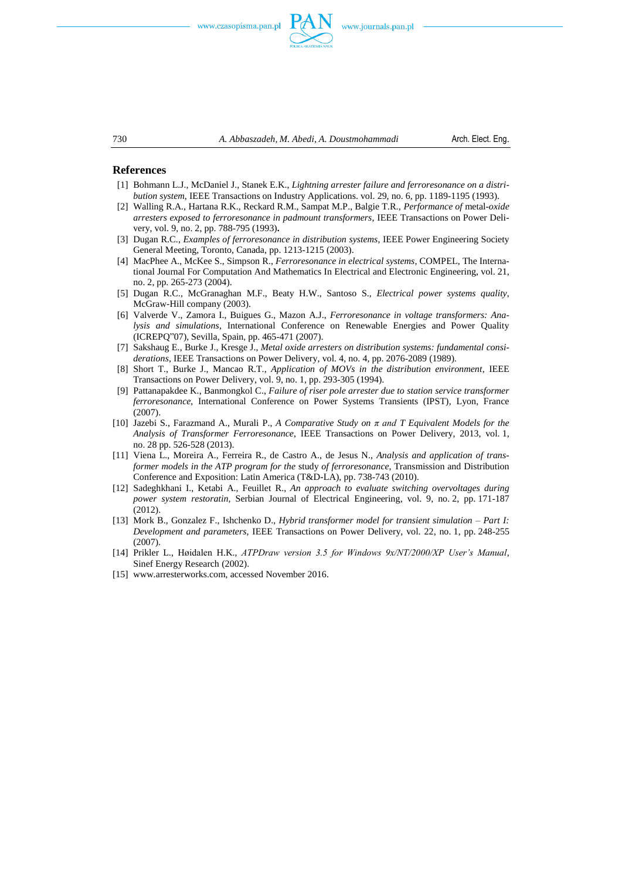## References

[1] Bohmann L.J., McDaniel J., Stanek E.K., *Lightning arrester failure and ferroresonance on a distribution system*, IEEE Transactions on Industry Applications. vol. 29, no. 6, pp. 1189-1195 (1993).

[2] Walling R.A., Hartana R.K., Reckard R.M., Sampat M.P., Balgie T.R., *Performance of* metal-*oxide arresters exposed to ferroresonance in padmount transformers*, IEEE Transactions on Power Delivery, vol. 9, no. 2, pp. 788-795 (1993).

[3] Dugan R.C., *Examples of ferroresonance in distribution systems*, IEEE Power Engineering Society General Meeting, Toronto, Canada, pp. 1213-1215 (2003).

[4] MacPhee A., McKee S., Simpson R., *Ferroresonance in electrical systems*, COMPEL, The International Journal For Computation And Mathematics In Electrical and Electronic Engineering, vol. 21, no. 2, pp. 265-273 (2004).

[5] Dugan R.C., McGranaghan M.F., Beaty H.W., Santoso S., *Electrical power systems quality*, McGraw-Hill company (2003).

[6] Valverde V., Zamora I., Buigues G., Mazon A.J., *Ferroresonance in voltage transformers: Analysis and simulations*, International Conference on Renewable Energies and Power Quality (ICREPQ"07), Sevilla, Spain, pp. 465-471 (2007).

[7] Sakshaug E., Burke J., Kresge J., *Metal oxide arresters on distribution systems: fundamental considerations*, IEEE Transactions on Power Delivery, vol. 4, no. 4, pp. 2076-2089 (1989).

[8] Short T., Burke J., Mancao R.T., *Application of MOVs in the distribution environment*, IEEE Transactions on Power Delivery, vol. 9, no. 1, pp. 293-305 (1994).

[9] Pattanapakdee K., Banmongkol C., *Failure of riser pole arrester due to station service transformer ferroresonance*, International Conference on Power Systems Transients (IPST), Lyon, France (2007).

[10] Jazebi S., Farazmand A., Murali P., *A Comparative Study on π and T Equivalent Models for the Analysis of Transformer Ferroresonance*, IEEE Transactions on Power Delivery, 2013, vol. 1, no. 28 pp. 526-528 (2013).

[11] Viena L., Moreira A., Ferreira R., de Castro A., de Jesus N., *Analysis and application of transformer models in the ATP program for the* study *of ferroresonance*, Transmission and Distribution Conference and Exposition: Latin America (T&D-LA), pp. 738-743 (2010).

[12] Sadeghkhani I., Ketabi A., Feuillet R., *An approach to evaluate switching overvoltages during power system restoratin*, Serbian Journal of Electrical Engineering, vol. 9, no. 2, pp. 171-187 (2012).

[13] Mork B., Gonzalez F., Ishchenko D., *Hybrid transformer model for transient simulation – Part I: Development and parameters*, IEEE Transactions on Power Delivery, vol. 22, no. 1, pp. 248-255 (2007).

[14] Prikler L., Høidalen H.K., *ATPDraw version 3.5 for Windows 9x/NT/2000/XP User's Manual*, Sinef Energy Research (2002).

[15] www.arresterworks.com, accessed November 2016.